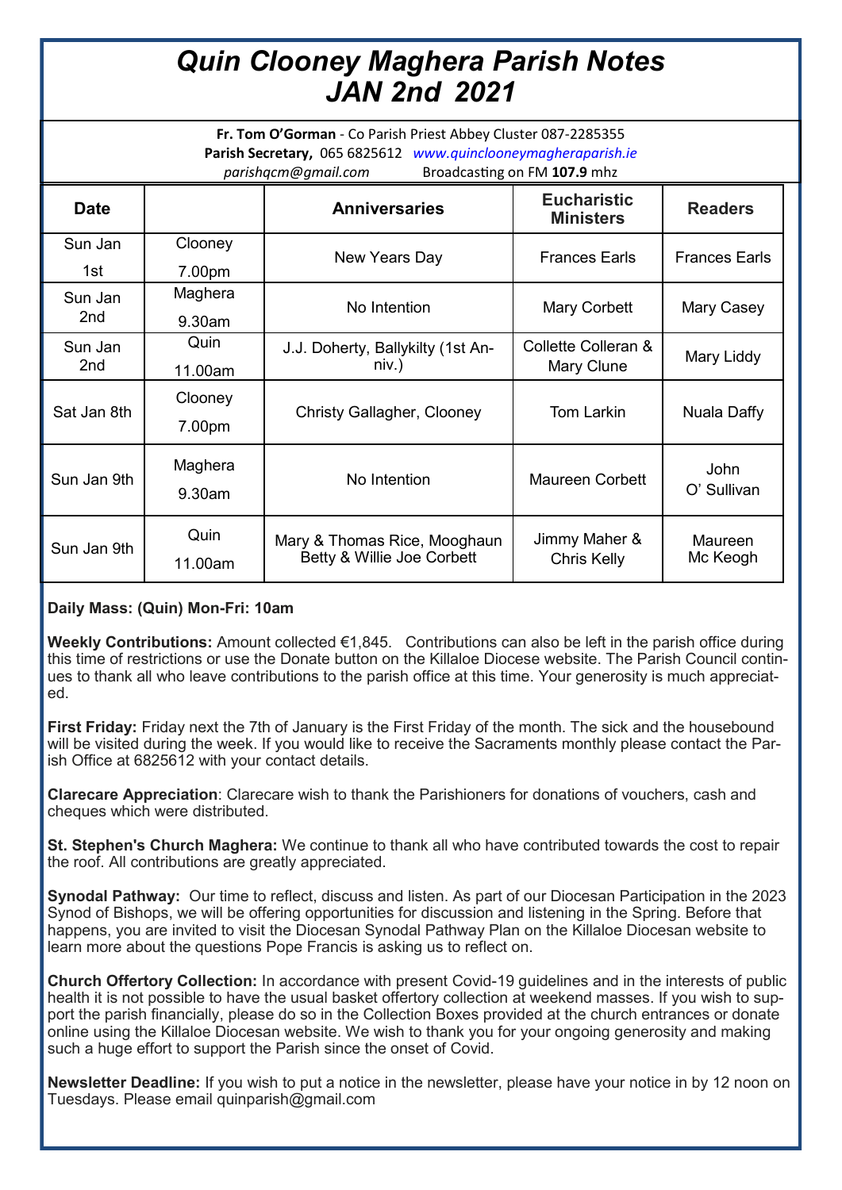# *Quin Clooney Maghera Parish Notes*
# *JAN 2nd 2021*

**Fr. Tom O'Gorman** - Co Parish Priest Abbey Cluster 087-2285355
**Parish Secretary,** 065 6825612 *www.quinclooneymagheraparish.ie*
*parishqcm@gmail.com* Broadcasting on FM **107.9** mhz

| Date | | Anniversaries | Eucharistic Ministers | Readers |
|---|---|---|---|---|
| Sun Jan 1st | Clooney 7.00pm | New Years Day | Frances Earls | Frances Earls |
| Sun Jan 2nd | Maghera 9.30am | No Intention | Mary Corbett | Mary Casey |
| Sun Jan 2nd | Quin 11.00am | J.J. Doherty, Ballykilty (1st Anniv.) | Collette Colleran & Mary Clune | Mary Liddy |
| Sat Jan 8th | Clooney 7.00pm | Christy Gallagher, Clooney | Tom Larkin | Nuala Daffy |
| Sun Jan 9th | Maghera 9.30am | No Intention | Maureen Corbett | John O' Sullivan |
| Sun Jan 9th | Quin 11.00am | Mary & Thomas Rice, Mooghaun Betty & Willie Joe Corbett | Jimmy Maher & Chris Kelly | Maureen Mc Keogh |

**Daily Mass: (Quin) Mon-Fri: 10am**

**Weekly Contributions:** Amount collected €1,845. Contributions can also be left in the parish office during this time of restrictions or use the Donate button on the Killaloe Diocese website. The Parish Council continues to thank all who leave contributions to the parish office at this time. Your generosity is much appreciated.

**First Friday:** Friday next the 7th of January is the First Friday of the month. The sick and the housebound will be visited during the week. If you would like to receive the Sacraments monthly please contact the Parish Office at 6825612 with your contact details.

**Clarecare Appreciation**: Clarecare wish to thank the Parishioners for donations of vouchers, cash and cheques which were distributed.

**St. Stephen's Church Maghera:** We continue to thank all who have contributed towards the cost to repair the roof. All contributions are greatly appreciated.

**Synodal Pathway:** Our time to reflect, discuss and listen. As part of our Diocesan Participation in the 2023 Synod of Bishops, we will be offering opportunities for discussion and listening in the Spring. Before that happens, you are invited to visit the Diocesan Synodal Pathway Plan on the Killaloe Diocesan website to learn more about the questions Pope Francis is asking us to reflect on.

**Church Offertory Collection:** In accordance with present Covid-19 guidelines and in the interests of public health it is not possible to have the usual basket offertory collection at weekend masses. If you wish to support the parish financially, please do so in the Collection Boxes provided at the church entrances or donate online using the Killaloe Diocesan website. We wish to thank you for your ongoing generosity and making such a huge effort to support the Parish since the onset of Covid.

**Newsletter Deadline:** If you wish to put a notice in the newsletter, please have your notice in by 12 noon on Tuesdays. Please email quinparish@gmail.com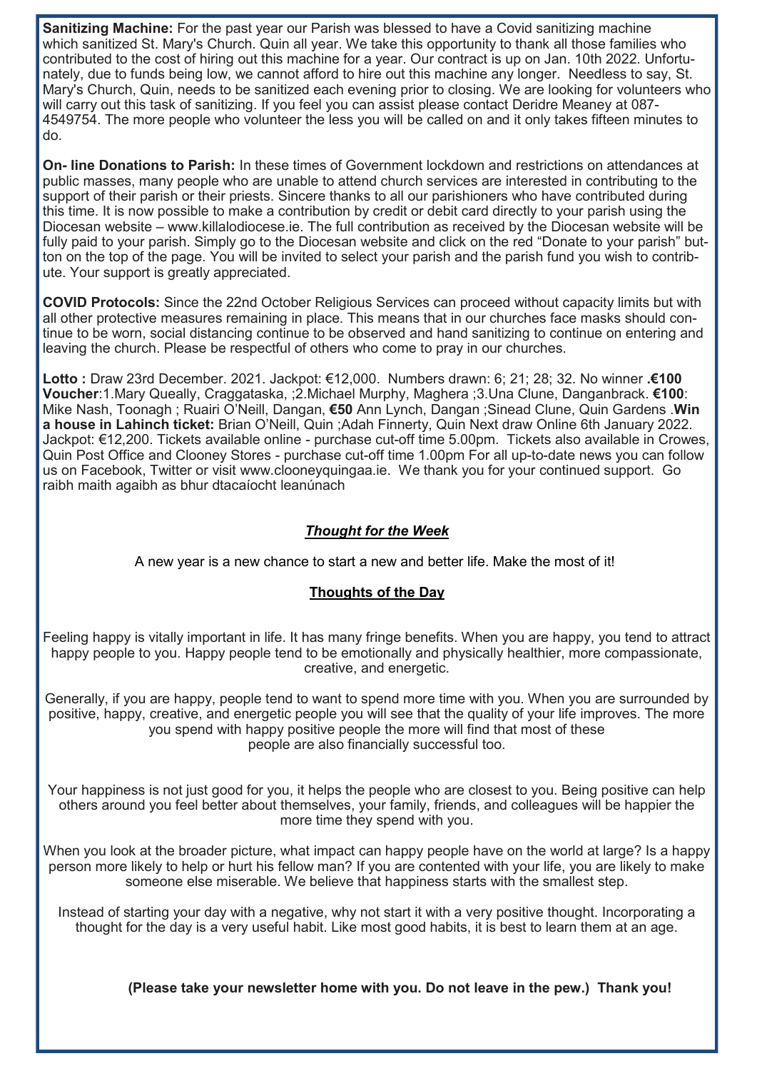**Sanitizing Machine:** For the past year our Parish was blessed to have a Covid sanitizing machine which sanitized St. Mary's Church. Quin all year. We take this opportunity to thank all those families who contributed to the cost of hiring out this machine for a year. Our contract is up on Jan. 10th 2022. Unfortunately, due to funds being low, we cannot afford to hire out this machine any longer. Needless to say, St. Mary's Church, Quin, needs to be sanitized each evening prior to closing. We are looking for volunteers who will carry out this task of sanitizing. If you feel you can assist please contact Deridre Meaney at 087-4549754. The more people who volunteer the less you will be called on and it only takes fifteen minutes to do.

**On- line Donations to Parish:** In these times of Government lockdown and restrictions on attendances at public masses, many people who are unable to attend church services are interested in contributing to the support of their parish or their priests. Sincere thanks to all our parishioners who have contributed during this time. It is now possible to make a contribution by credit or debit card directly to your parish using the Diocesan website – www.killalodiocese.ie. The full contribution as received by the Diocesan website will be fully paid to your parish. Simply go to the Diocesan website and click on the red "Donate to your parish" button on the top of the page. You will be invited to select your parish and the parish fund you wish to contribute. Your support is greatly appreciated.

**COVID Protocols:** Since the 22nd October Religious Services can proceed without capacity limits but with all other protective measures remaining in place. This means that in our churches face masks should continue to be worn, social distancing continue to be observed and hand sanitizing to continue on entering and leaving the church. Please be respectful of others who come to pray in our churches.

**Lotto :** Draw 23rd December. 2021. Jackpot: €12,000. Numbers drawn: 6; 21; 28; 32. No winner **.€100 Voucher**:1.Mary Queally, Craggataska, ;2.Michael Murphy, Maghera ;3.Una Clune, Danganbrack. **€100**: Mike Nash, Toonagh ; Ruairi O'Neill, Dangan, **€50** Ann Lynch, Dangan ;Sinead Clune, Quin Gardens .**Win a house in Lahinch ticket:** Brian O'Neill, Quin ;Adah Finnerty, Quin Next draw Online 6th January 2022. Jackpot: €12,200. Tickets available online - purchase cut-off time 5.00pm. Tickets also available in Crowes, Quin Post Office and Clooney Stores - purchase cut-off time 1.00pm For all up-to-date news you can follow us on Facebook, Twitter or visit www.clooneyquingaa.ie. We thank you for your continued support. Go raibh maith agaibh as bhur dtacaíocht leanúnach

## ***Thought for the Week***

A new year is a new chance to start a new and better life. Make the most of it!

## **Thoughts of the Day**

Feeling happy is vitally important in life. It has many fringe benefits. When you are happy, you tend to attract happy people to you. Happy people tend to be emotionally and physically healthier, more compassionate, creative, and energetic.

Generally, if you are happy, people tend to want to spend more time with you. When you are surrounded by positive, happy, creative, and energetic people you will see that the quality of your life improves. The more you spend with happy positive people the more will find that most of these people are also financially successful too.

Your happiness is not just good for you, it helps the people who are closest to you. Being positive can help others around you feel better about themselves, your family, friends, and colleagues will be happier the more time they spend with you.

When you look at the broader picture, what impact can happy people have on the world at large? Is a happy person more likely to help or hurt his fellow man? If you are contented with your life, you are likely to make someone else miserable. We believe that happiness starts with the smallest step.

Instead of starting your day with a negative, why not start it with a very positive thought. Incorporating a thought for the day is a very useful habit. Like most good habits, it is best to learn them at an age.

**(Please take your newsletter home with you. Do not leave in the pew.) Thank you!**